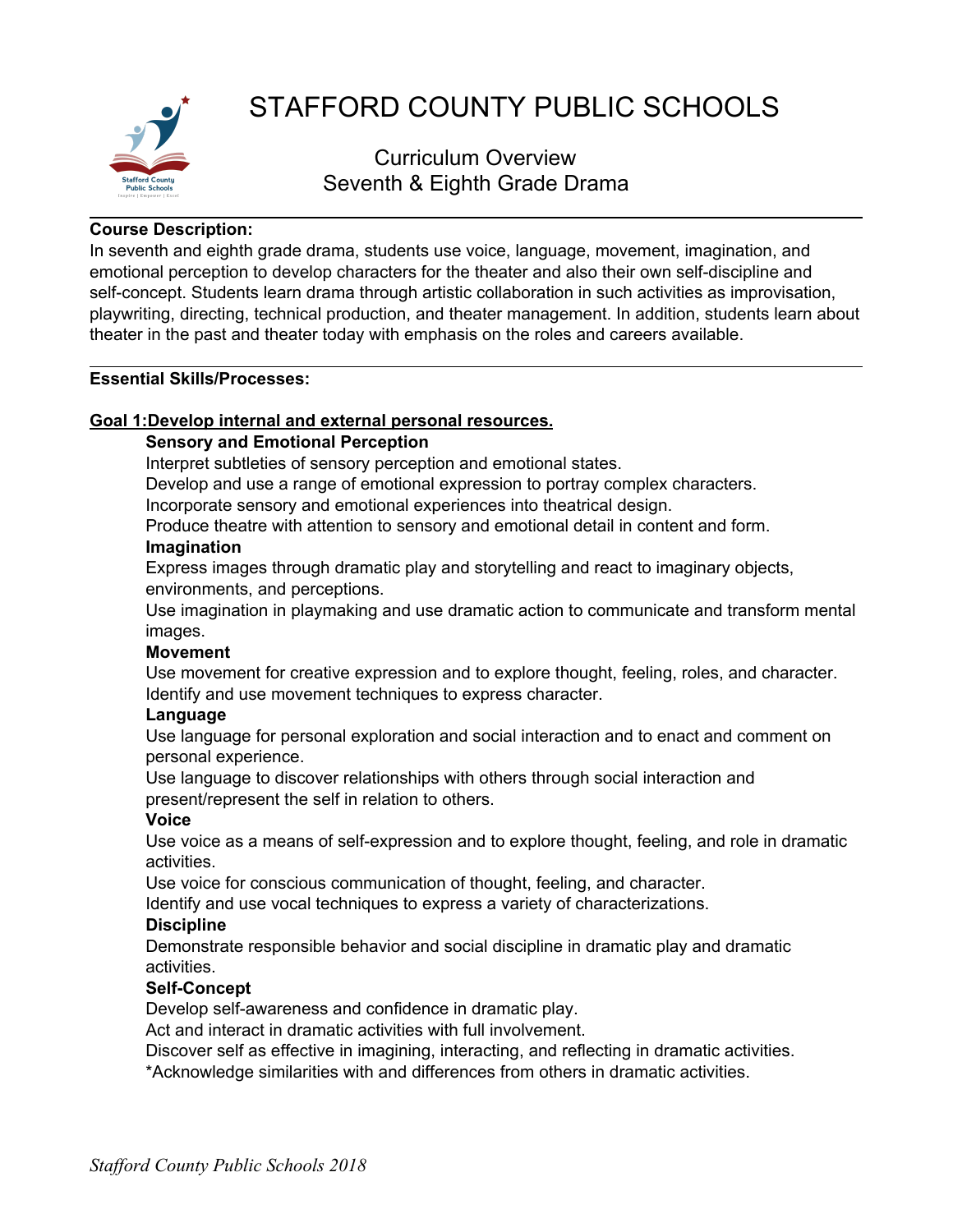# STAFFORD COUNTY PUBLIC SCHOOLS

## Curriculum Overview
## Seventh & Eighth Grade Drama

**Course Description:**
In seventh and eighth grade drama, students use voice, language, movement, imagination, and emotional perception to develop characters for the theater and also their own self-discipline and self-concept. Students learn drama through artistic collaboration in such activities as improvisation, playwriting, directing, technical production, and theater management. In addition, students learn about theater in the past and theater today with emphasis on the roles and careers available.

**Essential Skills/Processes:**

**Goal 1:Develop internal and external personal resources.**

**Sensory and Emotional Perception**
Interpret subtleties of sensory perception and emotional states.
Develop and use a range of emotional expression to portray complex characters.
Incorporate sensory and emotional experiences into theatrical design.
Produce theatre with attention to sensory and emotional detail in content and form.

**Imagination**
Express images through dramatic play and storytelling and react to imaginary objects, environments, and perceptions.
Use imagination in playmaking and use dramatic action to communicate and transform mental images.

**Movement**
Use movement for creative expression and to explore thought, feeling, roles, and character.
Identify and use movement techniques to express character.

**Language**
Use language for personal exploration and social interaction and to enact and comment on personal experience.
Use language to discover relationships with others through social interaction and present/represent the self in relation to others.

**Voice**
Use voice as a means of self-expression and to explore thought, feeling, and role in dramatic activities.
Use voice for conscious communication of thought, feeling, and character.
Identify and use vocal techniques to express a variety of characterizations.

**Discipline**
Demonstrate responsible behavior and social discipline in dramatic play and dramatic activities.

**Self-Concept**
Develop self-awareness and confidence in dramatic play.
Act and interact in dramatic activities with full involvement.
Discover self as effective in imagining, interacting, and reflecting in dramatic activities.
*Acknowledge similarities with and differences from others in dramatic activities.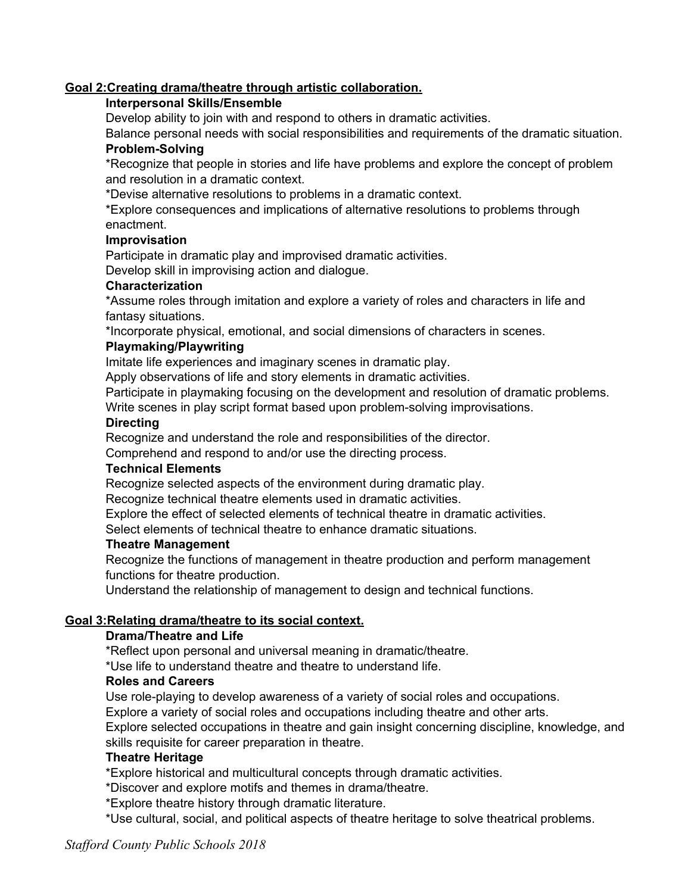## Goal 2: Creating drama/theatre through artistic collaboration.

**Interpersonal Skills/Ensemble**

Develop ability to join with and respond to others in dramatic activities.

Balance personal needs with social responsibilities and requirements of the dramatic situation.

**Problem-Solving**

*Recognize that people in stories and life have problems and explore the concept of problem and resolution in a dramatic context.

*Devise alternative resolutions to problems in a dramatic context.

*Explore consequences and implications of alternative resolutions to problems through enactment.

**Improvisation**

Participate in dramatic play and improvised dramatic activities.

Develop skill in improvising action and dialogue.

**Characterization**

*Assume roles through imitation and explore a variety of roles and characters in life and fantasy situations.

*Incorporate physical, emotional, and social dimensions of characters in scenes.

**Playmaking/Playwriting**

Imitate life experiences and imaginary scenes in dramatic play.

Apply observations of life and story elements in dramatic activities.

Participate in playmaking focusing on the development and resolution of dramatic problems.

Write scenes in play script format based upon problem-solving improvisations.

**Directing**

Recognize and understand the role and responsibilities of the director.

Comprehend and respond to and/or use the directing process.

**Technical Elements**

Recognize selected aspects of the environment during dramatic play.

Recognize technical theatre elements used in dramatic activities.

Explore the effect of selected elements of technical theatre in dramatic activities.

Select elements of technical theatre to enhance dramatic situations.

**Theatre Management**

Recognize the functions of management in theatre production and perform management functions for theatre production.

Understand the relationship of management to design and technical functions.

## Goal 3: Relating drama/theatre to its social context.

**Drama/Theatre and Life**

*Reflect upon personal and universal meaning in dramatic/theatre.

*Use life to understand theatre and theatre to understand life.

**Roles and Careers**

Use role-playing to develop awareness of a variety of social roles and occupations.

Explore a variety of social roles and occupations including theatre and other arts.

Explore selected occupations in theatre and gain insight concerning discipline, knowledge, and skills requisite for career preparation in theatre.

**Theatre Heritage**

*Explore historical and multicultural concepts through dramatic activities.

*Discover and explore motifs and themes in drama/theatre.

*Explore theatre history through dramatic literature.

*Use cultural, social, and political aspects of theatre heritage to solve theatrical problems.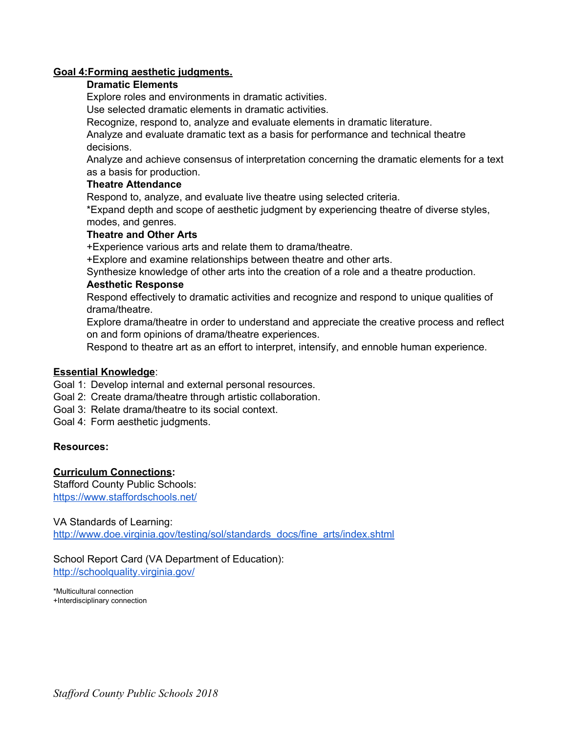**Goal 4:Forming aesthetic judgments.**

**Dramatic Elements**

Explore roles and environments in dramatic activities.
Use selected dramatic elements in dramatic activities.
Recognize, respond to, analyze and evaluate elements in dramatic literature.
Analyze and evaluate dramatic text as a basis for performance and technical theatre decisions.
Analyze and achieve consensus of interpretation concerning the dramatic elements for a text as a basis for production.

**Theatre Attendance**

Respond to, analyze, and evaluate live theatre using selected criteria.
*Expand depth and scope of aesthetic judgment by experiencing theatre of diverse styles, modes, and genres.

**Theatre and Other Arts**

+Experience various arts and relate them to drama/theatre.
+Explore and examine relationships between theatre and other arts.
Synthesize knowledge of other arts into the creation of a role and a theatre production.

**Aesthetic Response**

Respond effectively to dramatic activities and recognize and respond to unique qualities of drama/theatre.
Explore drama/theatre in order to understand and appreciate the creative process and reflect on and form opinions of drama/theatre experiences.
Respond to theatre art as an effort to interpret, intensify, and ennoble human experience.

**Essential Knowledge**:

Goal 1: Develop internal and external personal resources.
Goal 2: Create drama/theatre through artistic collaboration.
Goal 3: Relate drama/theatre to its social context.
Goal 4: Form aesthetic judgments.

**Resources:**

**Curriculum Connections:**

Stafford County Public Schools:
https://www.staffordschools.net/

VA Standards of Learning:
http://www.doe.virginia.gov/testing/sol/standards_docs/fine_arts/index.shtml

School Report Card (VA Department of Education):
http://schoolquality.virginia.gov/

*Multicultural connection
+Interdisciplinary connection